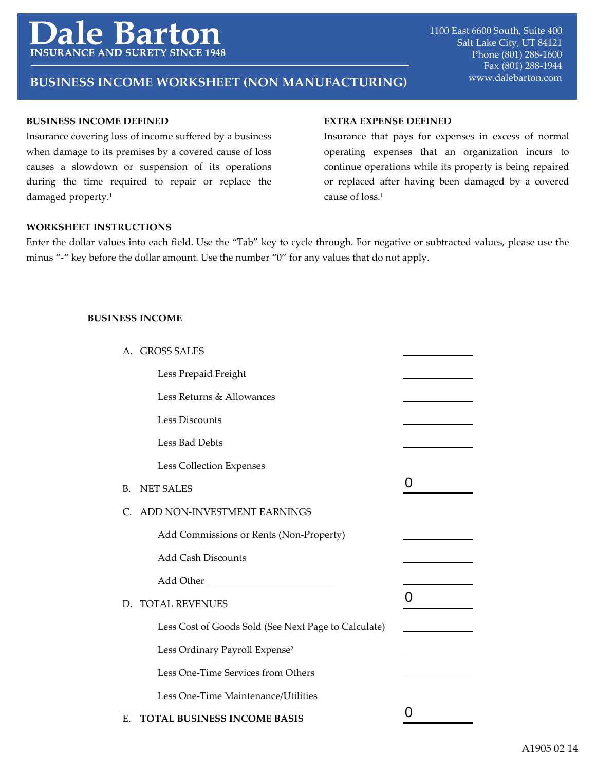# Dale Barton

**INSURANCE AND SURETY SINCE 1948**

1100 East 6600 South, Suite 400
Salt Lake City, UT 84121
Phone (801) 288-1600
Fax (801) 288-1944
www.dalebarton.com

## BUSINESS INCOME WORKSHEET (NON MANUFACTURING)

**BUSINESS INCOME DEFINED**

Insurance covering loss of income suffered by a business when damage to its premises by a covered cause of loss causes a slowdown or suspension of its operations during the time required to repair or replace the damaged property.[1]

**EXTRA EXPENSE DEFINED**

Insurance that pays for expenses in excess of normal operating expenses that an organization incurs to continue operations while its property is being repaired or replaced after having been damaged by a covered cause of loss.[1]

**WORKSHEET INSTRUCTIONS**

Enter the dollar values into each field. Use the "Tab" key to cycle through. For negative or subtracted values, please use the minus "-" key before the dollar amount. Use the number "0" for any values that do not apply.

**BUSINESS INCOME**

| | |
|---|---|
| A. GROSS SALES | |
| Less Prepaid Freight | |
| Less Returns & Allowances | |
| Less Discounts | |
| Less Bad Debts | |
| Less Collection Expenses | |
| B. NET SALES | 0 |
| C. ADD NON-INVESTMENT EARNINGS | |
| Add Commissions or Rents (Non-Property) | |
| Add Cash Discounts | |
| Add Other ______________ | |
| D. TOTAL REVENUES | 0 |
| Less Cost of Goods Sold (See Next Page to Calculate) | |
| Less Ordinary Payroll Expense[2] | |
| Less One-Time Services from Others | |
| Less One-Time Maintenance/Utilities | |
| E. **TOTAL BUSINESS INCOME BASIS** | 0 |

A1905 02 14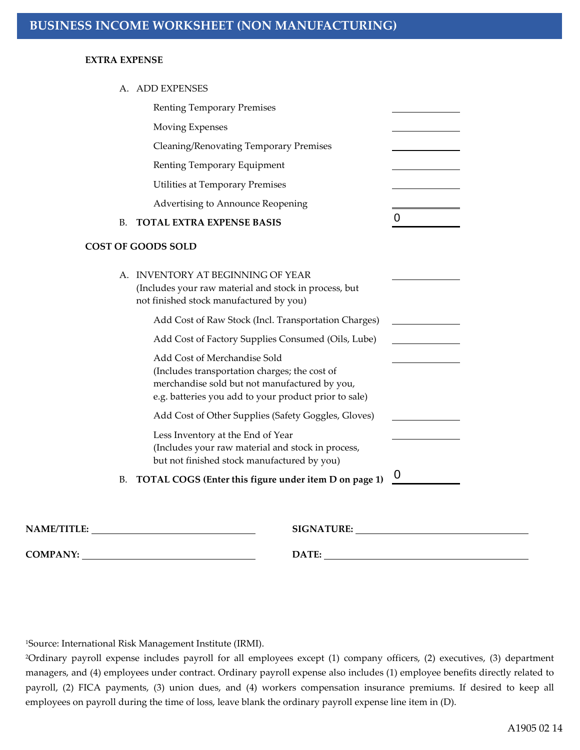# BUSINESS INCOME WORKSHEET (NON MANUFACTURING)

**EXTRA EXPENSE**

A. ADD EXPENSES

| | |
|---|---|
| Renting Temporary Premises | |
| Moving Expenses | |
| Cleaning/Renovating Temporary Premises | |
| Renting Temporary Equipment | |
| Utilities at Temporary Premises | |
| Advertising to Announce Reopening | |
| B. **TOTAL EXTRA EXPENSE BASIS** | 0 |

**COST OF GOODS SOLD**

| | |
|---|---|
| A. INVENTORY AT BEGINNING OF YEAR (Includes your raw material and stock in process, but not finished stock manufactured by you) | |
| Add Cost of Raw Stock (Incl. Transportation Charges) | |
| Add Cost of Factory Supplies Consumed (Oils, Lube) | |
| Add Cost of Merchandise Sold (Includes transportation charges; the cost of merchandise sold but not manufactured by you, e.g. batteries you add to your product prior to sale) | |
| Add Cost of Other Supplies (Safety Goggles, Gloves) | |
| Less Inventory at the End of Year (Includes your raw material and stock in process, but not finished stock manufactured by you) | |
| B. **TOTAL COGS (Enter this figure under item D on page 1)** | 0 |

**NAME/TITLE:** ______________________ **SIGNATURE:** ______________________

**COMPANY:** ______________________ **DATE:** ______________________

[1]Source: International Risk Management Institute (IRMI).

[2]Ordinary payroll expense includes payroll for all employees except (1) company officers, (2) executives, (3) department managers, and (4) employees under contract. Ordinary payroll expense also includes (1) employee benefits directly related to payroll, (2) FICA payments, (3) union dues, and (4) workers compensation insurance premiums. If desired to keep all employees on payroll during the time of loss, leave blank the ordinary payroll expense line item in (D).

A1905 02 14